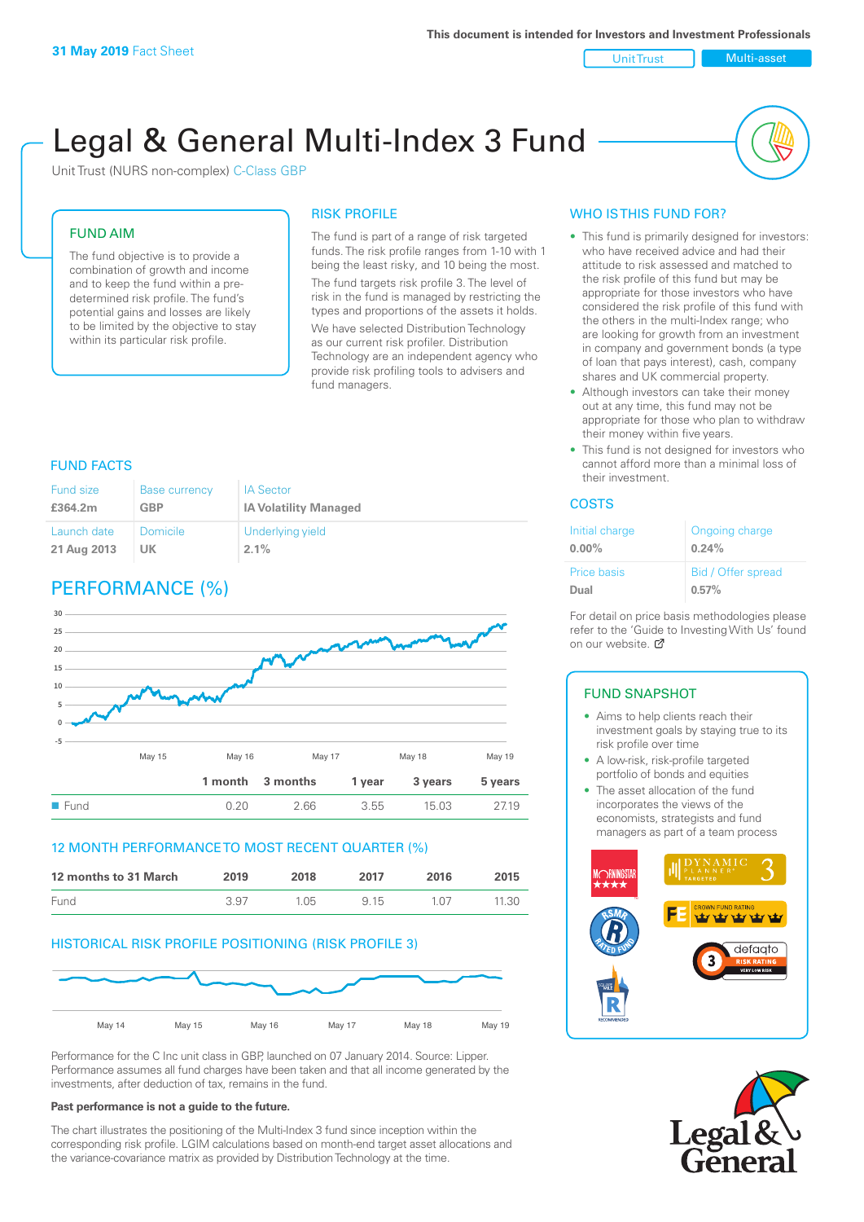**31 May 2019** Fact Sheet

This document is intended for Investors and Investment Professionals

Unit Trust | Multi-asset

# Legal & General Multi-Index 3 Fund

Unit Trust (NURS non-complex) C-Class GBP

## FUND AIM

The fund objective is to provide a combination of growth and income and to keep the fund within a pre-determined risk profile. The fund's potential gains and losses are likely to be limited by the objective to stay within its particular risk profile.

## RISK PROFILE

The fund is part of a range of risk targeted funds. The risk profile ranges from 1-10 with 1 being the least risky, and 10 being the most.

The fund targets risk profile 3. The level of risk in the fund is managed by restricting the types and proportions of the assets it holds.

We have selected Distribution Technology as our current risk profiler. Distribution Technology are an independent agency who provide risk profiling tools to advisers and fund managers.

## WHO IS THIS FUND FOR?

- This fund is primarily designed for investors: who have received advice and had their attitude to risk assessed and matched to the risk profile of this fund but may be appropriate for those investors who have considered the risk profile of this fund with the others in the multi-Index range; who are looking for growth from an investment in company and government bonds (a type of loan that pays interest), cash, company shares and UK commercial property.
- Although investors can take their money out at any time, this fund may not be appropriate for those who plan to withdraw their money within five years.
- This fund is not designed for investors who cannot afford more than a minimal loss of their investment.

## FUND FACTS

| Fund size | Base currency | IA Sector |
|---|---|---|
| **£364.2m** | **GBP** | **IA Volatility Managed** |
| Launch date | Domicile | Underlying yield |
| **21 Aug 2013** | **UK** | **2.1%** |

## COSTS

| Initial charge | Ongoing charge |
|---|---|
| **0.00%** | **0.24%** |
| Price basis | Bid / Offer spread |
| **Dual** | **0.57%** |

For detail on price basis methodologies please refer to the 'Guide to Investing With Us' found on our website.

## PERFORMANCE (%)

| | 1 month | 3 months | 1 year | 3 years | 5 years |
|---|---|---|---|---|---|
| Fund | 0.20 | 2.66 | 3.55 | 15.03 | 27.19 |

## 12 MONTH PERFORMANCE TO MOST RECENT QUARTER (%)

| 12 months to 31 March | 2019 | 2018 | 2017 | 2016 | 2015 |
|---|---|---|---|---|---|
| Fund | 3.97 | 1.05 | 9.15 | 1.07 | 11.30 |

## HISTORICAL RISK PROFILE POSITIONING (RISK PROFILE 3)

Performance for the C Inc unit class in GBP, launched on 07 January 2014. Source: Lipper. Performance assumes all fund charges have been taken and that all income generated by the investments, after deduction of tax, remains in the fund.

**Past performance is not a guide to the future.**

The chart illustrates the positioning of the Multi-Index 3 fund since inception within the corresponding risk profile. LGIM calculations based on month-end target asset allocations and the variance-covariance matrix as provided by Distribution Technology at the time.

## FUND SNAPSHOT

- Aims to help clients reach their investment goals by staying true to its risk profile over time
- A low-risk, risk-profile targeted portfolio of bonds and equities
- The asset allocation of the fund incorporates the views of the economists, strategists and fund managers as part of a team process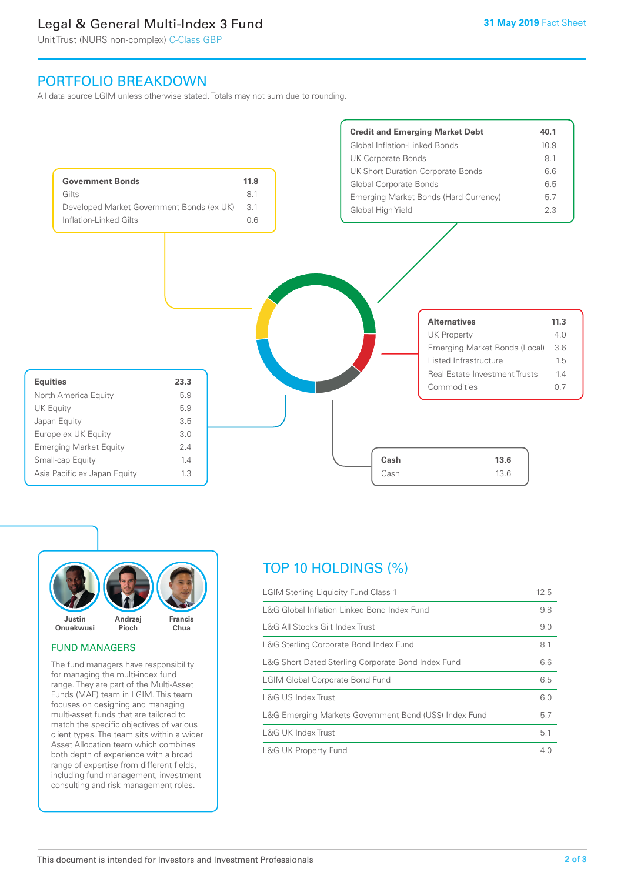# Legal & General Multi-Index 3 Fund

Unit Trust (NURS non-complex) C-Class GBP

**31 May 2019** Fact Sheet

## PORTFOLIO BREAKDOWN

All data source LGIM unless otherwise stated. Totals may not sum due to rounding.

| **Government Bonds** | **11.8** |
|---|---|
| Gilts | 8.1 |
| Developed Market Government Bonds (ex UK) | 3.1 |
| Inflation-Linked Gilts | 0.6 |

| **Credit and Emerging Market Debt** | **40.1** |
|---|---|
| Global Inflation-Linked Bonds | 10.9 |
| UK Corporate Bonds | 8.1 |
| UK Short Duration Corporate Bonds | 6.6 |
| Global Corporate Bonds | 6.5 |
| Emerging Market Bonds (Hard Currency) | 5.7 |
| Global High Yield | 2.3 |

| **Alternatives** | **11.3** |
|---|---|
| UK Property | 4.0 |
| Emerging Market Bonds (Local) | 3.6 |
| Listed Infrastructure | 1.5 |
| Real Estate Investment Trusts | 1.4 |
| Commodities | 0.7 |

| **Equities** | **23.3** |
|---|---|
| North America Equity | 5.9 |
| UK Equity | 5.9 |
| Japan Equity | 3.5 |
| Europe ex UK Equity | 3.0 |
| Emerging Market Equity | 2.4 |
| Small-cap Equity | 1.4 |
| Asia Pacific ex Japan Equity | 1.3 |

| **Cash** | **13.6** |
|---|---|
| Cash | 13.6 |

Justin Onuekwusi, Andrzej Pioch, Francis Chua

### FUND MANAGERS

The fund managers have responsibility for managing the multi-index fund range. They are part of the Multi-Asset Funds (MAF) team in LGIM. This team focuses on designing and managing multi-asset funds that are tailored to match the specific objectives of various client types. The team sits within a wider Asset Allocation team which combines both depth of experience with a broad range of expertise from different fields, including fund management, investment consulting and risk management roles.

## TOP 10 HOLDINGS (%)

| Holding | % |
|---|---|
| LGIM Sterling Liquidity Fund Class 1 | 12.5 |
| L&G Global Inflation Linked Bond Index Fund | 9.8 |
| L&G All Stocks Gilt Index Trust | 9.0 |
| L&G Sterling Corporate Bond Index Fund | 8.1 |
| L&G Short Dated Sterling Corporate Bond Index Fund | 6.6 |
| LGIM Global Corporate Bond Fund | 6.5 |
| L&G US Index Trust | 6.0 |
| L&G Emerging Markets Government Bond (US$) Index Fund | 5.7 |
| L&G UK Index Trust | 5.1 |
| L&G UK Property Fund | 4.0 |

This document is intended for Investors and Investment Professionals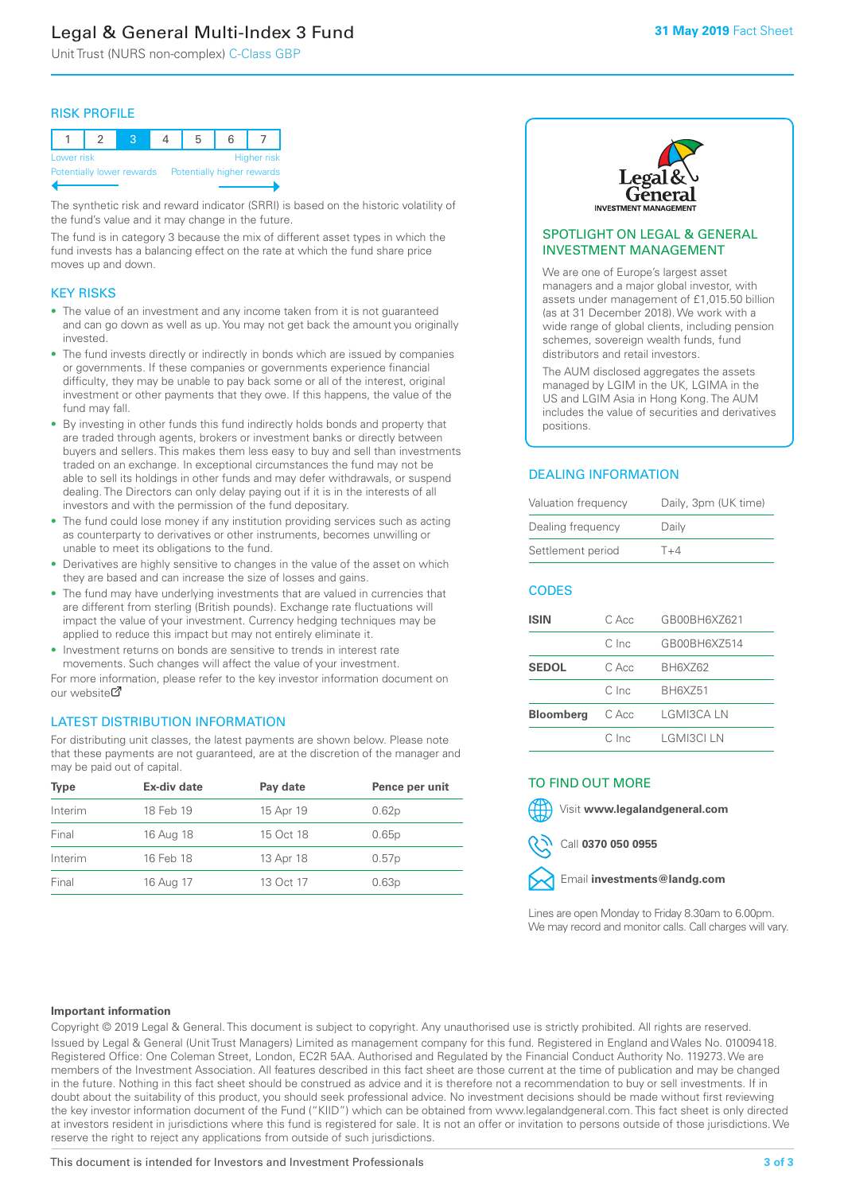# Legal & General Multi-Index 3 Fund

Unit Trust (NURS non-complex) C-Class GBP

**31 May 2019** Fact Sheet

## RISK PROFILE

| 1 | 2 | 3 | 4 | 5 | 6 | 7 |
|---|---|---|---|---|---|---|

Lower risk — Higher risk

Potentially lower rewards — Potentially higher rewards

The synthetic risk and reward indicator (SRRI) is based on the historic volatility of the fund's value and it may change in the future.

The fund is in category 3 because the mix of different asset types in which the fund invests has a balancing effect on the rate at which the fund share price moves up and down.

## KEY RISKS

- The value of an investment and any income taken from it is not guaranteed and can go down as well as up. You may not get back the amount you originally invested.
- The fund invests directly or indirectly in bonds which are issued by companies or governments. If these companies or governments experience financial difficulty, they may be unable to pay back some or all of the interest, original investment or other payments that they owe. If this happens, the value of the fund may fall.
- By investing in other funds this fund indirectly holds bonds and property that are traded through agents, brokers or investment banks or directly between buyers and sellers. This makes them less easy to buy and sell than investments traded on an exchange. In exceptional circumstances the fund may not be able to sell its holdings in other funds and may defer withdrawals, or suspend dealing. The Directors can only delay paying out if it is in the interests of all investors and with the permission of the fund depositary.
- The fund could lose money if any institution providing services such as acting as counterparty to derivatives or other instruments, becomes unwilling or unable to meet its obligations to the fund.
- Derivatives are highly sensitive to changes in the value of the asset on which they are based and can increase the size of losses and gains.
- The fund may have underlying investments that are valued in currencies that are different from sterling (British pounds). Exchange rate fluctuations will impact the value of your investment. Currency hedging techniques may be applied to reduce this impact but may not entirely eliminate it.
- Investment returns on bonds are sensitive to trends in interest rate movements. Such changes will affect the value of your investment.

For more information, please refer to the key investor information document on our website

## LATEST DISTRIBUTION INFORMATION

For distributing unit classes, the latest payments are shown below. Please note that these payments are not guaranteed, are at the discretion of the manager and may be paid out of capital.

| Type | Ex-div date | Pay date | Pence per unit |
|---|---|---|---|
| Interim | 18 Feb 19 | 15 Apr 19 | 0.62p |
| Final | 16 Aug 18 | 15 Oct 18 | 0.65p |
| Interim | 16 Feb 18 | 13 Apr 18 | 0.57p |
| Final | 16 Aug 17 | 13 Oct 17 | 0.63p |

## SPOTLIGHT ON LEGAL & GENERAL INVESTMENT MANAGEMENT

We are one of Europe's largest asset managers and a major global investor, with assets under management of £1,015.50 billion (as at 31 December 2018). We work with a wide range of global clients, including pension schemes, sovereign wealth funds, fund distributors and retail investors.

The AUM disclosed aggregates the assets managed by LGIM in the UK, LGIMA in the US and LGIM Asia in Hong Kong. The AUM includes the value of securities and derivatives positions.

## DEALING INFORMATION

| | |
|---|---|
| Valuation frequency | Daily, 3pm (UK time) |
| Dealing frequency | Daily |
| Settlement period | T+4 |

## CODES

| | | |
|---|---|---|
| **ISIN** | C Acc | GB00BH6XZ621 |
| | C Inc | GB00BH6XZ514 |
| **SEDOL** | C Acc | BH6XZ62 |
| | C Inc | BH6XZ51 |
| **Bloomberg** | C Acc | LGMI3CA LN |
| | C Inc | LGMI3CI LN |

## TO FIND OUT MORE

Visit **www.legalandgeneral.com**

Call **0370 050 0955**

Email **investments@landg.com**

Lines are open Monday to Friday 8.30am to 6.00pm. We may record and monitor calls. Call charges will vary.

**Important information**

Copyright © 2019 Legal & General. This document is subject to copyright. Any unauthorised use is strictly prohibited. All rights are reserved. Issued by Legal & General (Unit Trust Managers) Limited as management company for this fund. Registered in England and Wales No. 01009418. Registered Office: One Coleman Street, London, EC2R 5AA. Authorised and Regulated by the Financial Conduct Authority No. 119273. We are members of the Investment Association. All features described in this fact sheet are those current at the time of publication and may be changed in the future. Nothing in this fact sheet should be construed as advice and it is therefore not a recommendation to buy or sell investments. If in doubt about the suitability of this product, you should seek professional advice. No investment decisions should be made without first reviewing the key investor information document of the Fund ("KIID") which can be obtained from www.legalandgeneral.com. This fact sheet is only directed at investors resident in jurisdictions where this fund is registered for sale. It is not an offer or invitation to persons outside of those jurisdictions. We reserve the right to reject any applications from outside of such jurisdictions.

This document is intended for Investors and Investment Professionals